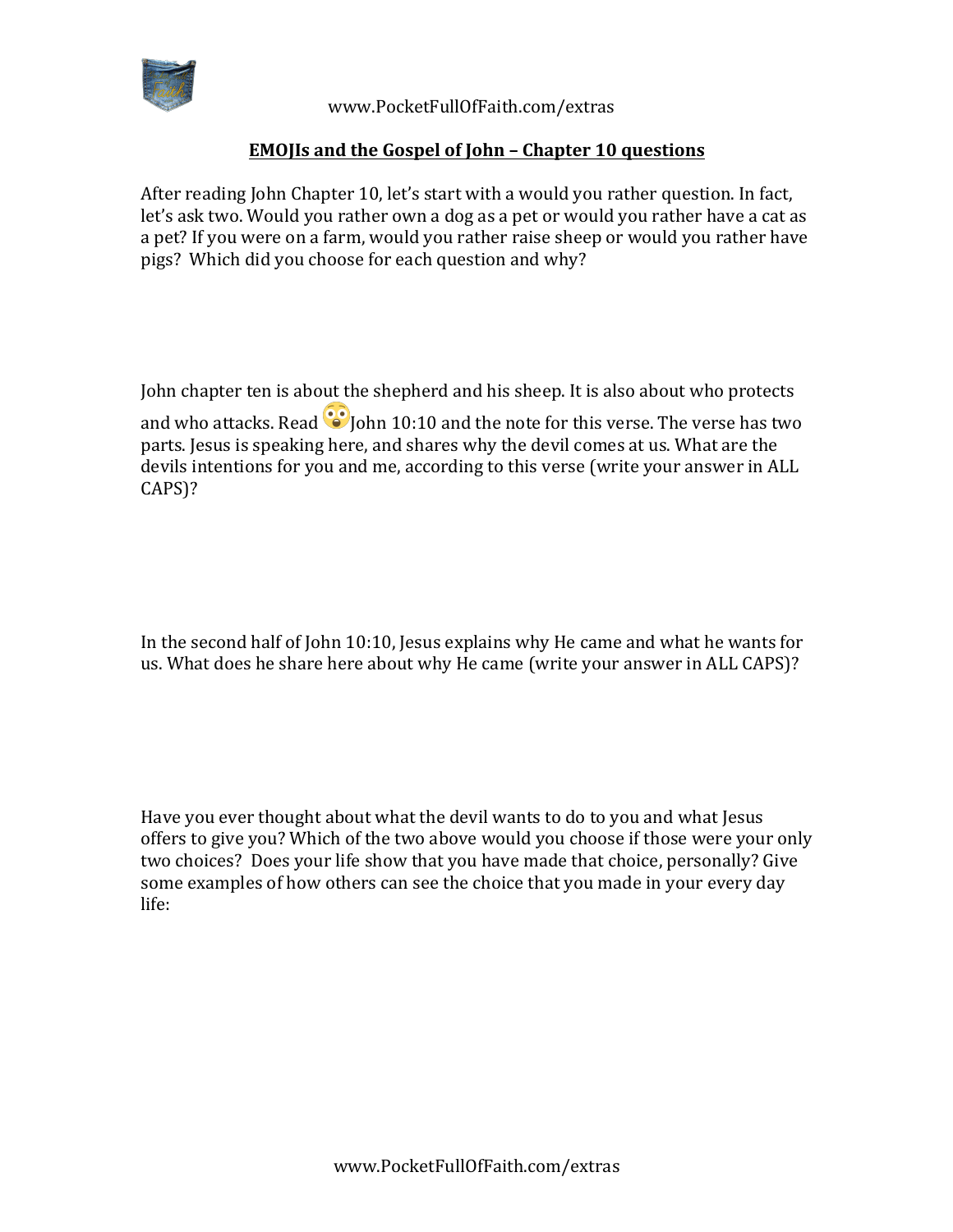www.PocketFullOfFaith.com/extras

## EMOJIs and the Gospel of John – Chapter 10 questions

After reading John Chapter 10, let's start with a would you rather question. In fact, let's ask two. Would you rather own a dog as a pet or would you rather have a cat as a pet? If you were on a farm, would you rather raise sheep or would you rather have pigs? Which did you choose for each question and why?

John chapter ten is about the shepherd and his sheep. It is also about who protects and who attacks. Read 😳John 10:10 and the note for this verse. The verse has two parts. Jesus is speaking here, and shares why the devil comes at us. What are the devils intentions for you and me, according to this verse (write your answer in ALL CAPS)?

In the second half of John 10:10, Jesus explains why He came and what he wants for us. What does he share here about why He came (write your answer in ALL CAPS)?

Have you ever thought about what the devil wants to do to you and what Jesus offers to give you? Which of the two above would you choose if those were your only two choices? Does your life show that you have made that choice, personally? Give some examples of how others can see the choice that you made in your every day life: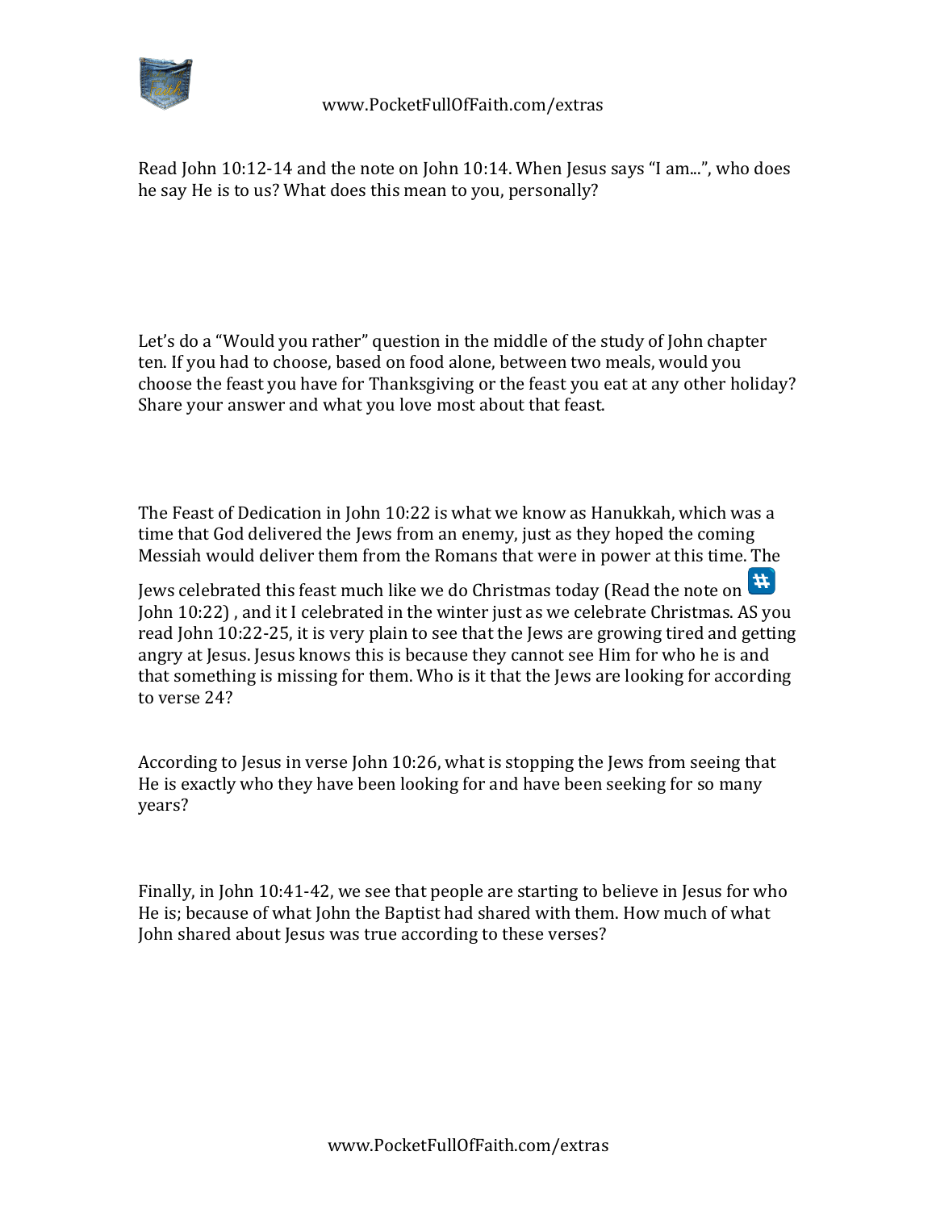Read John 10:12-14 and the note on John 10:14. When Jesus says "I am...", who does he say He is to us? What does this mean to you, personally?

Let's do a "Would you rather" question in the middle of the study of John chapter ten. If you had to choose, based on food alone, between two meals, would you choose the feast you have for Thanksgiving or the feast you eat at any other holiday? Share your answer and what you love most about that feast.

The Feast of Dedication in John 10:22 is what we know as Hanukkah, which was a time that God delivered the Jews from an enemy, just as they hoped the coming Messiah would deliver them from the Romans that were in power at this time. The Jews celebrated this feast much like we do Christmas today (Read the note on #️⃣ John 10:22) , and it I celebrated in the winter just as we celebrate Christmas. AS you read John 10:22-25, it is very plain to see that the Jews are growing tired and getting angry at Jesus. Jesus knows this is because they cannot see Him for who he is and that something is missing for them. Who is it that the Jews are looking for according to verse 24?

According to Jesus in verse John 10:26, what is stopping the Jews from seeing that He is exactly who they have been looking for and have been seeking for so many years?

Finally, in John 10:41-42, we see that people are starting to believe in Jesus for who He is; because of what John the Baptist had shared with them. How much of what John shared about Jesus was true according to these verses?